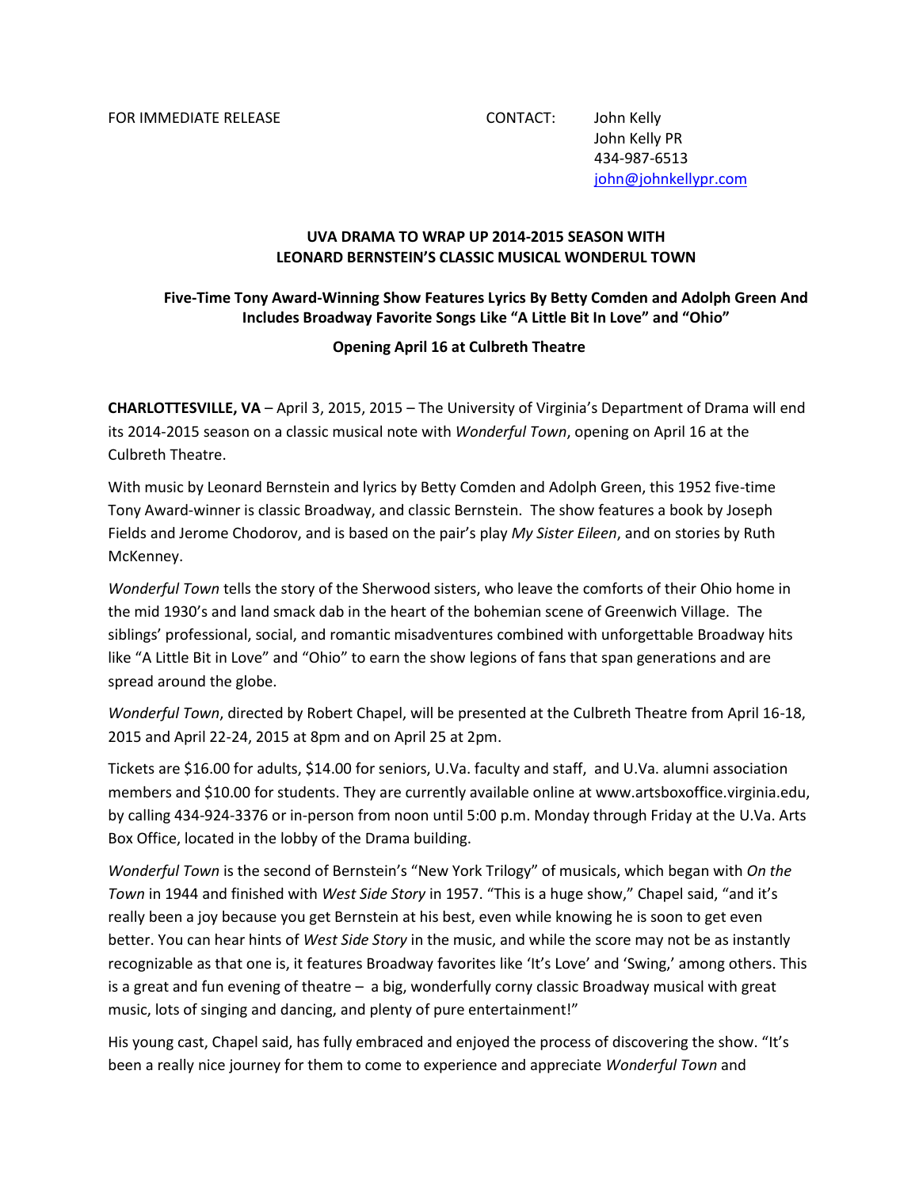FOR IMMEDIATE RELEASE

CONTACT: John Kelly
John Kelly PR
434-987-6513
john@johnkellypr.com

**UVA DRAMA TO WRAP UP 2014-2015 SEASON WITH LEONARD BERNSTEIN'S CLASSIC MUSICAL WONDERUL TOWN**

**Five-Time Tony Award-Winning Show Features Lyrics By Betty Comden and Adolph Green And Includes Broadway Favorite Songs Like "A Little Bit In Love" and "Ohio"**

**Opening April 16 at Culbreth Theatre**

**CHARLOTTESVILLE, VA** – April 3, 2015, 2015 – The University of Virginia's Department of Drama will end its 2014-2015 season on a classic musical note with *Wonderful Town*, opening on April 16 at the Culbreth Theatre.

With music by Leonard Bernstein and lyrics by Betty Comden and Adolph Green, this 1952 five-time Tony Award-winner is classic Broadway, and classic Bernstein. The show features a book by Joseph Fields and Jerome Chodorov, and is based on the pair's play *My Sister Eileen*, and on stories by Ruth McKenney.

*Wonderful Town* tells the story of the Sherwood sisters, who leave the comforts of their Ohio home in the mid 1930's and land smack dab in the heart of the bohemian scene of Greenwich Village. The siblings' professional, social, and romantic misadventures combined with unforgettable Broadway hits like "A Little Bit in Love" and "Ohio" to earn the show legions of fans that span generations and are spread around the globe.

*Wonderful Town*, directed by Robert Chapel, will be presented at the Culbreth Theatre from April 16-18, 2015 and April 22-24, 2015 at 8pm and on April 25 at 2pm.

Tickets are $16.00 for adults, $14.00 for seniors, U.Va. faculty and staff, and U.Va. alumni association members and $10.00 for students. They are currently available online at www.artsboxoffice.virginia.edu, by calling 434-924-3376 or in-person from noon until 5:00 p.m. Monday through Friday at the U.Va. Arts Box Office, located in the lobby of the Drama building.

*Wonderful Town* is the second of Bernstein's "New York Trilogy" of musicals, which began with *On the Town* in 1944 and finished with *West Side Story* in 1957. "This is a huge show," Chapel said, "and it's really been a joy because you get Bernstein at his best, even while knowing he is soon to get even better. You can hear hints of *West Side Story* in the music, and while the score may not be as instantly recognizable as that one is, it features Broadway favorites like 'It's Love' and 'Swing,' among others. This is a great and fun evening of theatre – a big, wonderfully corny classic Broadway musical with great music, lots of singing and dancing, and plenty of pure entertainment!"

His young cast, Chapel said, has fully embraced and enjoyed the process of discovering the show. "It's been a really nice journey for them to come to experience and appreciate *Wonderful Town* and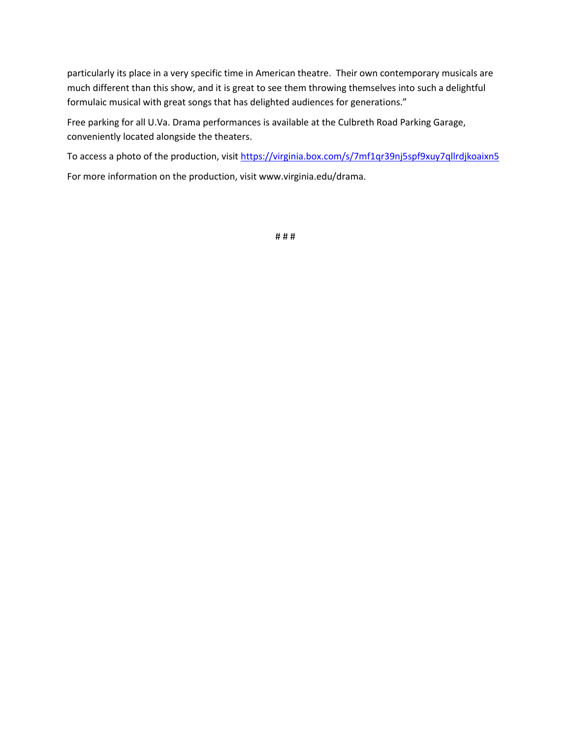particularly its place in a very specific time in American theatre. Their own contemporary musicals are much different than this show, and it is great to see them throwing themselves into such a delightful formulaic musical with great songs that has delighted audiences for generations."

Free parking for all U.Va. Drama performances is available at the Culbreth Road Parking Garage, conveniently located alongside the theaters.

To access a photo of the production, visit https://virginia.box.com/s/7mf1qr39nj5spf9xuy7qllrdjkoaixn5

For more information on the production, visit www.virginia.edu/drama.

# # #